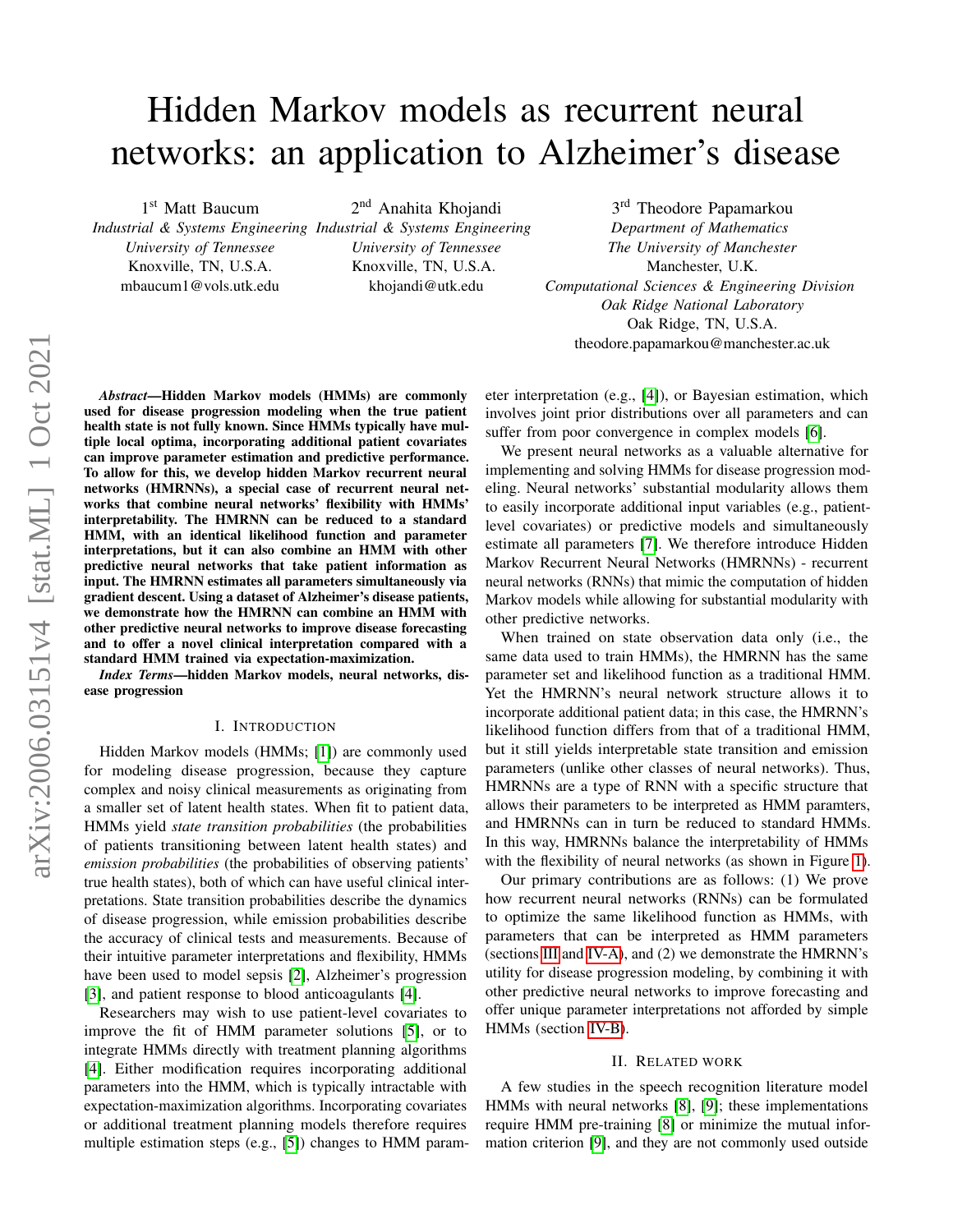# Hidden Markov models as recurrent neural networks: an application to Alzheimer's disease

1st Matt Baucum
*Industrial & Systems Engineering*
*University of Tennessee*
Knoxville, TN, U.S.A.
mbaucum1@vols.utk.edu

2nd Anahita Khojandi
*Industrial & Systems Engineering*
*University of Tennessee*
Knoxville, TN, U.S.A.
khojandi@utk.edu

3rd Theodore Papamarkou
*Department of Mathematics*
*The University of Manchester*
Manchester, U.K.
*Computational Sciences & Engineering Division*
*Oak Ridge National Laboratory*
Oak Ridge, TN, U.S.A.
theodore.papamarkou@manchester.ac.uk

***Abstract*—Hidden Markov models (HMMs) are commonly used for disease progression modeling when the true patient health state is not fully known. Since HMMs typically have multiple local optima, incorporating additional patient covariates can improve parameter estimation and predictive performance. To allow for this, we develop hidden Markov recurrent neural networks (HMRNNs), a special case of recurrent neural networks that combine neural networks' flexibility with HMMs' interpretability. The HMRNN can be reduced to a standard HMM, with an identical likelihood function and parameter interpretations, but it can also combine an HMM with other predictive neural networks that take patient information as input. The HMRNN estimates all parameters simultaneously via gradient descent. Using a dataset of Alzheimer's disease patients, we demonstrate how the HMRNN can combine an HMM with other predictive neural networks to improve disease forecasting and to offer a novel clinical interpretation compared with a standard HMM trained via expectation-maximization.**

***Index Terms*—hidden Markov models, neural networks, disease progression**

## I. Introduction

Hidden Markov models (HMMs; [1]) are commonly used for modeling disease progression, because they capture complex and noisy clinical measurements as originating from a smaller set of latent health states. When fit to patient data, HMMs yield *state transition probabilities* (the probabilities of patients transitioning between latent health states) and *emission probabilities* (the probabilities of observing patients' true health states), both of which can have useful clinical interpretations. State transition probabilities describe the dynamics of disease progression, while emission probabilities describe the accuracy of clinical tests and measurements. Because of their intuitive parameter interpretations and flexibility, HMMs have been used to model sepsis [2], Alzheimer's progression [3], and patient response to blood anticoagulants [4].

Researchers may wish to use patient-level covariates to improve the fit of HMM parameter solutions [5], or to integrate HMMs directly with treatment planning algorithms [4]. Either modification requires incorporating additional parameters into the HMM, which is typically intractable with expectation-maximization algorithms. Incorporating covariates or additional treatment planning models therefore requires multiple estimation steps (e.g., [5]) changes to HMM parameter interpretation (e.g., [4]), or Bayesian estimation, which involves joint prior distributions over all parameters and can suffer from poor convergence in complex models [6].

We present neural networks as a valuable alternative for implementing and solving HMMs for disease progression modeling. Neural networks' substantial modularity allows them to easily incorporate additional input variables (e.g., patient-level covariates) or predictive models and simultaneously estimate all parameters [7]. We therefore introduce Hidden Markov Recurrent Neural Networks (HMRNNs) - recurrent neural networks (RNNs) that mimic the computation of hidden Markov models while allowing for substantial modularity with other predictive networks.

When trained on state observation data only (i.e., the same data used to train HMMs), the HMRNN has the same parameter set and likelihood function as a traditional HMM. Yet the HMRNN's neural network structure allows it to incorporate additional patient data; in this case, the HMRNN's likelihood function differs from that of a traditional HMM, but it still yields interpretable state transition and emission parameters (unlike other classes of neural networks). Thus, HMRNNs are a type of RNN with a specific structure that allows their parameters to be interpreted as HMM paramters, and HMRNNs can in turn be reduced to standard HMMs. In this way, HMRNNs balance the interpretability of HMMs with the flexibility of neural networks (as shown in Figure 1).

Our primary contributions are as follows: (1) We prove how recurrent neural networks (RNNs) can be formulated to optimize the same likelihood function as HMMs, with parameters that can be interpreted as HMM parameters (sections III and IV-A), and (2) we demonstrate the HMRNN's utility for disease progression modeling, by combining it with other predictive neural networks to improve forecasting and offer unique parameter interpretations not afforded by simple HMMs (section IV-B).

## II. Related work

A few studies in the speech recognition literature model HMMs with neural networks [8], [9]; these implementations require HMM pre-training [8] or minimize the mutual information criterion [9], and they are not commonly used outside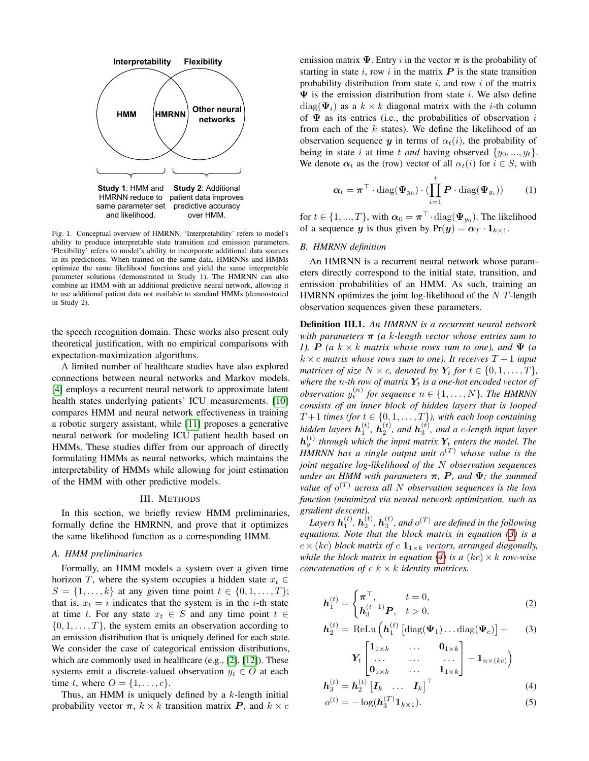Interpretability Flexibility

HMM | HMRNN | Other neural networks

**Study 1**: HMM and HMRNN reduce to same parameter set and likelihood.

**Study 2**: Additional patient data improves predictive accuracy over HMM.

Fig. 1. Conceptual overview of HMRNN. 'Interpretability' refers to model's ability to produce interpretable state transition and emission parameters. 'Flexibility' refers to model's ability to incorporate additional data sources in its predictions. When trained on the same data, HMRNNs and HMMs optimize the same likelihood functions and yield the same interpretable parameter solutions (demonstrated in Study 1). The HMRNN can also combine an HMM with an additional predictive neural network, allowing it to use additional patient data not available to standard HMMs (demonstrated in Study 2).

the speech recognition domain. These works also present only theoretical justification, with no empirical comparisons with expectation-maximization algorithms.

A limited number of healthcare studies have also explored connections between neural networks and Markov models. [4] employs a recurrent neural network to approximate latent health states underlying patients' ICU measurements. [10] compares HMM and neural network effectiveness in training a robotic surgery assistant, while [11] proposes a generative neural network for modeling ICU patient health based on HMMs. These studies differ from our approach of directly formulating HMMs as neural networks, which maintains the interpretability of HMMs while allowing for joint estimation of the HMM with other predictive models.

## III. Methods

In this section, we briefly review HMM preliminaries, formally define the HMRNN, and prove that it optimizes the same likelihood function as a corresponding HMM.

### A. HMM preliminaries

Formally, an HMM models a system over a given time horizon $T$, where the system occupies a hidden state $x_t \in S = \{1, \ldots, k\}$ at any given time point $t \in \{0, 1, \ldots, T\}$; that is, $x_t = i$ indicates that the system is in the $i$-th state at time $t$. For any state $x_t \in S$ and any time point $t \in \{0, 1, \ldots, T\}$, the system emits an observation according to an emission distribution that is uniquely defined for each state. We consider the case of categorical emission distributions, which are commonly used in healthcare (e.g., [2], [12]). These systems emit a discrete-valued observation $y_t \in O$ at each time $t$, where $O = \{1, \ldots, c\}$.

Thus, an HMM is uniquely defined by a $k$-length initial probability vector $\boldsymbol{\pi}$, $k \times k$ transition matrix $\boldsymbol{P}$, and $k \times c$ emission matrix $\boldsymbol{\Psi}$. Entry $i$ in the vector $\boldsymbol{\pi}$ is the probability of starting in state $i$, row $i$ in the matrix $\boldsymbol{P}$ is the state transition probability distribution from state $i$, and row $i$ of the matrix $\boldsymbol{\Psi}$ is the emission distribution from state $i$. We also define $\text{diag}(\boldsymbol{\Psi}_i)$ as a $k \times k$ diagonal matrix with the $i$-th column of $\boldsymbol{\Psi}$ as its entries (i.e., the probabilities of observation $i$ from each of the $k$ states). We define the likelihood of an observation sequence $\boldsymbol{y}$ in terms of $\alpha_t(i)$, the probability of being in state $i$ at time $t$ *and* having observed $\{y_0, ..., y_t\}$. We denote $\boldsymbol{\alpha}_t$ as the (row) vector of all $\alpha_t(i)$ for $i \in S$, with

$$\boldsymbol{\alpha}_t = \boldsymbol{\pi}^\top \cdot \text{diag}(\boldsymbol{\Psi}_{y_0}) \cdot (\prod_{i=1}^{t} \boldsymbol{P} \cdot \text{diag}(\boldsymbol{\Psi}_{y_i})) \tag{1}$$

for $t \in \{1, ..., T\}$, with $\boldsymbol{\alpha}_0 = \boldsymbol{\pi}^\top \cdot \text{diag}(\boldsymbol{\Psi}_{y_0})$. The likelihood of a sequence $\boldsymbol{y}$ is thus given by $\Pr(\boldsymbol{y}) = \boldsymbol{\alpha}_T \cdot \mathbf{1}_{k \times 1}$.

### B. HMRNN definition

An HMRNN is a recurrent neural network whose parameters directly correspond to the initial state, transition, and emission probabilities of an HMM. As such, training an HMRNN optimizes the joint log-likelihood of the $N$ $T$-length observation sequences given these parameters.

**Definition III.1.** *An HMRNN is a recurrent neural network with parameters $\boldsymbol{\pi}$ (a $k$-length vector whose entries sum to 1), $\boldsymbol{P}$ (a $k \times k$ matrix whose rows sum to one), and $\boldsymbol{\Psi}$ (a $k \times c$ matrix whose rows sum to one). It receives $T+1$ input matrices of size $N \times c$, denoted by $\boldsymbol{Y}_t$ for $t \in \{0, 1, \ldots, T\}$, where the $n$-th row of matrix $\boldsymbol{Y}_t$ is a one-hot encoded vector of observation $y_t^{(n)}$ for sequence $n \in \{1, \ldots, N\}$. The HMRNN consists of an inner block of hidden layers that is looped $T+1$ times (for $t \in \{0, 1, \ldots, T\}$), with each loop containing hidden layers $\boldsymbol{h}_1^{(t)}$, $\boldsymbol{h}_2^{(t)}$, and $\boldsymbol{h}_3^{(t)}$, and a $c$-length input layer $\boldsymbol{h}_y^{(t)}$ through which the input matrix $\boldsymbol{Y}_t$ enters the model. The HMRNN has a single output unit $o^{(T)}$ whose value is the joint negative log-likelihood of the $N$ observation sequences under an HMM with parameters $\boldsymbol{\pi}$, $\boldsymbol{P}$, and $\boldsymbol{\Psi}$; the summed value of $o^{(T)}$ across all $N$ observation sequences is the loss function (minimized via neural network optimization, such as gradient descent).*

*Layers $\boldsymbol{h}_1^{(t)}$, $\boldsymbol{h}_2^{(t)}$, $\boldsymbol{h}_3^{(t)}$, and $o^{(T)}$ are defined in the following equations. Note that the block matrix in equation (3) is a $c \times (kc)$ block matrix of $c$ $\mathbf{1}_{1 \times k}$ vectors, arranged diagonally, while the block matrix in equation (4) is a $(kc) \times k$ row-wise concatenation of $c$ $k \times k$ identity matrices.*

$$\boldsymbol{h}_1^{(t)} = \begin{cases} \boldsymbol{\pi}^\top, & t = 0, \\ \boldsymbol{h}_3^{(t-1)} \boldsymbol{P}, & t > 0. \end{cases} \tag{2}$$

$$\boldsymbol{h}_2^{(t)} = \text{ReLu}\Big(\boldsymbol{h}_1^{(t)} \left[\text{diag}(\boldsymbol{\Psi}_1) \ldots \text{diag}(\boldsymbol{\Psi}_c)\right] + \boldsymbol{Y}_t \begin{bmatrix} \mathbf{1}_{1\times k} & \ldots & \mathbf{0}_{1\times k} \\ \ldots & \ldots & \ldots \\ \mathbf{0}_{1\times k} & \ldots & \mathbf{1}_{1\times k} \end{bmatrix} - \mathbf{1}_{n\times(kc)}\Big) \tag{3}$$

$$\boldsymbol{h}_3^{(t)} = \boldsymbol{h}_2^{(t)} \begin{bmatrix} \boldsymbol{I}_k & \ldots & \boldsymbol{I}_k \end{bmatrix}^\top \tag{4}$$

$$o^{(t)} = -\log(\boldsymbol{h}_3^{(T)} \mathbf{1}_{k\times 1}). \tag{5}$$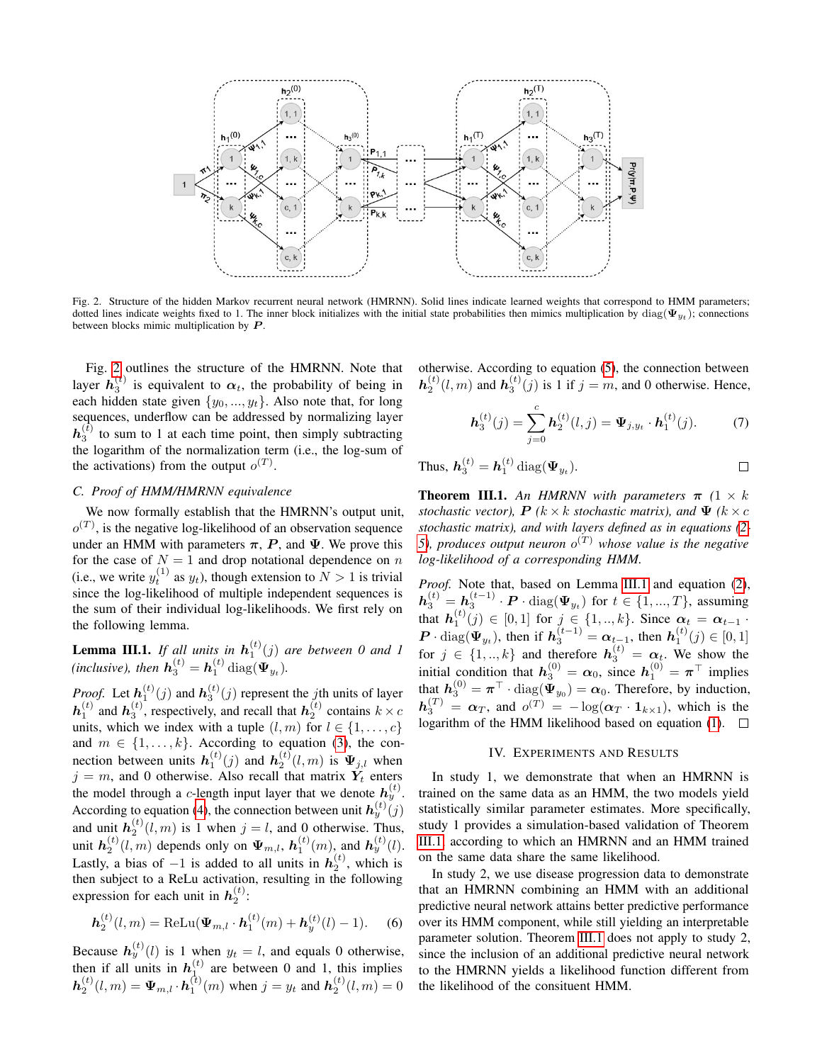Fig. 2. Structure of the hidden Markov recurrent neural network (HMRNN). Solid lines indicate learned weights that correspond to HMM parameters; dotted lines indicate weights fixed to 1. The inner block initializes with the initial state probabilities then mimics multiplication by $\mathrm{diag}(\boldsymbol{\Psi}_{y_t})$; connections between blocks mimic multiplication by $\boldsymbol{P}$.

Fig. 2 outlines the structure of the HMRNN. Note that layer $\boldsymbol{h}_3^{(t)}$ is equivalent to $\boldsymbol{\alpha}_t$, the probability of being in each hidden state given $\{y_0, ..., y_t\}$. Also note that, for long sequences, underflow can be addressed by normalizing layer $\boldsymbol{h}_3^{(t)}$ to sum to 1 at each time point, then simply subtracting the logarithm of the normalization term (i.e., the log-sum of the activations) from the output $o^{(T)}$.

### C. Proof of HMM/HMRNN equivalence

We now formally establish that the HMRNN's output unit, $o^{(T)}$, is the negative log-likelihood of an observation sequence under an HMM with parameters $\boldsymbol{\pi}$, $\boldsymbol{P}$, and $\boldsymbol{\Psi}$. We prove this for the case of $N = 1$ and drop notational dependence on $n$ (i.e., we write $y_t^{(1)}$ as $y_t$), though extension to $N > 1$ is trivial since the log-likelihood of multiple independent sequences is the sum of their individual log-likelihoods. We first rely on the following lemma.

**Lemma III.1.** *If all units in $\boldsymbol{h}_1^{(t)}(j)$ are between 0 and 1 (inclusive), then $\boldsymbol{h}_3^{(t)} = \boldsymbol{h}_1^{(t)}\,\mathrm{diag}(\boldsymbol{\Psi}_{y_t})$.*

*Proof.* Let $\boldsymbol{h}_1^{(t)}(j)$ and $\boldsymbol{h}_3^{(t)}(j)$ represent the $j$th units of layer $\boldsymbol{h}_1^{(t)}$ and $\boldsymbol{h}_3^{(t)}$, respectively, and recall that $\boldsymbol{h}_2^{(t)}$ contains $k \times c$ units, which we index with a tuple $(l, m)$ for $l \in \{1, \ldots, c\}$ and $m \in \{1, \ldots, k\}$. According to equation (3), the connection between units $\boldsymbol{h}_1^{(t)}(j)$ and $\boldsymbol{h}_2^{(t)}(l, m)$ is $\boldsymbol{\Psi}_{j,l}$ when $j = m$, and 0 otherwise. Also recall that matrix $\boldsymbol{Y}_t$ enters the model through a $c$-length input layer that we denote $\boldsymbol{h}_y^{(t)}$. According to equation (4), the connection between unit $\boldsymbol{h}_y^{(t)}(j)$ and unit $\boldsymbol{h}_2^{(t)}(l, m)$ is 1 when $j = l$, and 0 otherwise. Thus, unit $\boldsymbol{h}_2^{(t)}(l, m)$ depends only on $\boldsymbol{\Psi}_{m,l}$, $\boldsymbol{h}_1^{(t)}(m)$, and $\boldsymbol{h}_y^{(t)}(l)$. Lastly, a bias of $-1$ is added to all units in $\boldsymbol{h}_2^{(t)}$, which is then subject to a ReLu activation, resulting in the following expression for each unit in $\boldsymbol{h}_2^{(t)}$:

$$\boldsymbol{h}_2^{(t)}(l, m) = \mathrm{ReLu}(\boldsymbol{\Psi}_{m,l} \cdot \boldsymbol{h}_1^{(t)}(m) + \boldsymbol{h}_y^{(t)}(l) - 1). \quad (6)$$

Because $\boldsymbol{h}_y^{(t)}(l)$ is 1 when $y_t = l$, and equals 0 otherwise, then if all units in $\boldsymbol{h}_1^{(t)}$ are between 0 and 1, this implies $\boldsymbol{h}_2^{(t)}(l, m) = \boldsymbol{\Psi}_{m,l} \cdot \boldsymbol{h}_1^{(t)}(m)$ when $j = y_t$ and $\boldsymbol{h}_2^{(t)}(l, m) = 0$ otherwise. According to equation (5), the connection between $\boldsymbol{h}_2^{(t)}(l, m)$ and $\boldsymbol{h}_3^{(t)}(j)$ is 1 if $j = m$, and 0 otherwise. Hence,

$$\boldsymbol{h}_3^{(t)}(j) = \sum_{j=0}^{c} \boldsymbol{h}_2^{(t)}(l, j) = \boldsymbol{\Psi}_{j,y_t} \cdot \boldsymbol{h}_1^{(t)}(j). \quad (7)$$

Thus, $\boldsymbol{h}_3^{(t)} = \boldsymbol{h}_1^{(t)}\,\mathrm{diag}(\boldsymbol{\Psi}_{y_t})$. $\square$

**Theorem III.1.** *An HMRNN with parameters $\boldsymbol{\pi}$ ($1 \times k$ stochastic vector), $\boldsymbol{P}$ ($k \times k$ stochastic matrix), and $\boldsymbol{\Psi}$ ($k \times c$ stochastic matrix), and with layers defined as in equations (2-5), produces output neuron $o^{(T)}$ whose value is the negative log-likelihood of a corresponding HMM.*

*Proof.* Note that, based on Lemma III.1 and equation (2), $\boldsymbol{h}_3^{(t)} = \boldsymbol{h}_3^{(t-1)} \cdot \boldsymbol{P} \cdot \mathrm{diag}(\boldsymbol{\Psi}_{y_t})$ for $t \in \{1, ..., T\}$, assuming that $\boldsymbol{h}_1^{(t)}(j) \in [0, 1]$ for $j \in \{1, .., k\}$. Since $\boldsymbol{\alpha}_t = \boldsymbol{\alpha}_{t-1} \cdot \boldsymbol{P} \cdot \mathrm{diag}(\boldsymbol{\Psi}_{y_t})$, then if $\boldsymbol{h}_3^{(t-1)} = \boldsymbol{\alpha}_{t-1}$, then $\boldsymbol{h}_1^{(t)}(j) \in [0, 1]$ for $j \in \{1, .., k\}$ and therefore $\boldsymbol{h}_3^{(t)} = \boldsymbol{\alpha}_t$. We show the initial condition that $\boldsymbol{h}_3^{(0)} = \boldsymbol{\alpha}_0$, since $\boldsymbol{h}_1^{(0)} = \boldsymbol{\pi}^\top$ implies that $\boldsymbol{h}_3^{(0)} = \boldsymbol{\pi}^\top \cdot \mathrm{diag}(\boldsymbol{\Psi}_{y_0}) = \boldsymbol{\alpha}_0$. Therefore, by induction, $\boldsymbol{h}_3^{(T)} = \boldsymbol{\alpha}_T$, and $o^{(T)} = -\log(\boldsymbol{\alpha}_T \cdot \boldsymbol{1}_{k \times 1})$, which is the logarithm of the HMM likelihood based on equation (1). $\square$

## IV. Experiments and Results

In study 1, we demonstrate that when an HMRNN is trained on the same data as an HMM, the two models yield statistically similar parameter estimates. More specifically, study 1 provides a simulation-based validation of Theorem III.1, according to which an HMRNN and an HMM trained on the same data share the same likelihood.

In study 2, we use disease progression data to demonstrate that an HMRNN combining an HMM with an additional predictive neural network attains better predictive performance over its HMM component, while still yielding an interpretable parameter solution. Theorem III.1 does not apply to study 2, since the inclusion of an additional predictive neural network to the HMRNN yields a likelihood function different from the likelihood of the consituent HMM.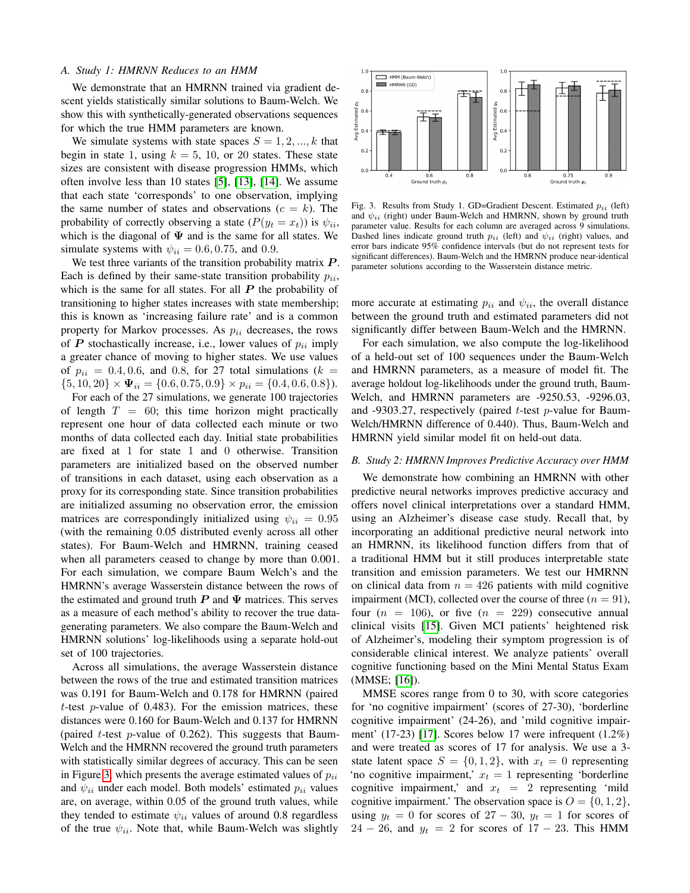### A. Study 1: HMRNN Reduces to an HMM

We demonstrate that an HMRNN trained via gradient descent yields statistically similar solutions to Baum-Welch. We show this with synthetically-generated observations sequences for which the true HMM parameters are known.

We simulate systems with state spaces $S = 1, 2, ..., k$ that begin in state 1, using $k = 5$, 10, or 20 states. These state sizes are consistent with disease progression HMMs, which often involve less than 10 states [5], [13], [14]. We assume that each state 'corresponds' to one observation, implying the same number of states and observations ($c = k$). The probability of correctly observing a state ($P(y_t = x_t)$) is $\psi_{ii}$, which is the diagonal of $\mathbf{\Psi}$ and is the same for all states. We simulate systems with $\psi_{ii} = 0.6, 0.75$, and 0.9.

We test three variants of the transition probability matrix $\boldsymbol{P}$. Each is defined by their same-state transition probability $p_{ii}$, which is the same for all states. For all $\boldsymbol{P}$ the probability of transitioning to higher states increases with state membership; this is known as 'increasing failure rate' and is a common property for Markov processes. As $p_{ii}$ decreases, the rows of $\boldsymbol{P}$ stochastically increase, i.e., lower values of $p_{ii}$ imply a greater chance of moving to higher states. We use values of $p_{ii} = 0.4, 0.6$, and 0.8, for 27 total simulations ($k = \{5, 10, 20\} \times \mathbf{\Psi}_{ii} = \{0.6, 0.75, 0.9\} \times p_{ii} = \{0.4, 0.6, 0.8\}$).

For each of the 27 simulations, we generate 100 trajectories of length $T = 60$; this time horizon might practically represent one hour of data collected each minute or two months of data collected each day. Initial state probabilities are fixed at 1 for state 1 and 0 otherwise. Transition parameters are initialized based on the observed number of transitions in each dataset, using each observation as a proxy for its corresponding state. Since transition probabilities are initialized assuming no observation error, the emission matrices are correspondingly initialized using $\psi_{ii} = 0.95$ (with the remaining 0.05 distributed evenly across all other states). For Baum-Welch and HMRNN, training ceased when all parameters ceased to change by more than 0.001. For each simulation, we compare Baum Welch's and the HMRNN's average Wasserstein distance between the rows of the estimated and ground truth $\boldsymbol{P}$ and $\mathbf{\Psi}$ matrices. This serves as a measure of each method's ability to recover the true data-generating parameters. We also compare the Baum-Welch and HMRNN solutions' log-likelihoods using a separate hold-out set of 100 trajectories.

Across all simulations, the average Wasserstein distance between the rows of the true and estimated transition matrices was 0.191 for Baum-Welch and 0.178 for HMRNN (paired $t$-test $p$-value of 0.483). For the emission matrices, these distances were 0.160 for Baum-Welch and 0.137 for HMRNN (paired $t$-test $p$-value of 0.262). This suggests that Baum-Welch and the HMRNN recovered the ground truth parameters with statistically similar degrees of accuracy. This can be seen in Figure 3, which presents the average estimated values of $p_{ii}$ and $\psi_{ii}$ under each model. Both models' estimated $p_{ii}$ values are, on average, within 0.05 of the ground truth values, while they tended to estimate $\psi_{ii}$ values of around 0.8 regardless of the true $\psi_{ii}$. Note that, while Baum-Welch was slightly more accurate at estimating $p_{ii}$ and $\psi_{ii}$, the overall distance between the ground truth and estimated parameters did not significantly differ between Baum-Welch and the HMRNN.

Fig. 3. Results from Study 1. GD=Gradient Descent. Estimated $p_{ii}$ (left) and $\psi_{ii}$ (right) under Baum-Welch and HMRNN, shown by ground truth parameter value. Results for each column are averaged across 9 simulations. Dashed lines indicate ground truth $p_{ii}$ (left) and $\psi_{ii}$ (right) values, and error bars indicate 95% confidence intervals (but do not represent tests for significant differences). Baum-Welch and the HMRNN produce near-identical parameter solutions according to the Wasserstein distance metric.

For each simulation, we also compute the log-likelihood of a held-out set of 100 sequences under the Baum-Welch and HMRNN parameters, as a measure of model fit. The average holdout log-likelihoods under the ground truth, Baum-Welch, and HMRNN parameters are -9250.53, -9296.03, and -9303.27, respectively (paired $t$-test $p$-value for Baum-Welch/HMRNN difference of 0.440). Thus, Baum-Welch and HMRNN yield similar model fit on held-out data.

### B. Study 2: HMRNN Improves Predictive Accuracy over HMM

We demonstrate how combining an HMRNN with other predictive neural networks improves predictive accuracy and offers novel clinical interpretations over a standard HMM, using an Alzheimer's disease case study. Recall that, by incorporating an additional predictive neural network into an HMRNN, its likelihood function differs from that of a traditional HMM but it still produces interpretable state transition and emission parameters. We test our HMRNN on clinical data from $n = 426$ patients with mild cognitive impairment (MCI), collected over the course of three ($n = 91$), four ($n = 106$), or five ($n = 229$) consecutive annual clinical visits [15]. Given MCI patients' heightened risk of Alzheimer's, modeling their symptom progression is of considerable clinical interest. We analyze patients' overall cognitive functioning based on the Mini Mental Status Exam (MMSE; [16]).

MMSE scores range from 0 to 30, with score categories for 'no cognitive impairment' (scores of 27-30), 'borderline cognitive impairment' (24-26), and 'mild cognitive impairment' (17-23) [17]. Scores below 17 were infrequent (1.2%) and were treated as scores of 17 for analysis. We use a 3-state latent space $S = \{0, 1, 2\}$, with $x_t = 0$ representing 'no cognitive impairment,' $x_t = 1$ representing 'borderline cognitive impairment,' and $x_t = 2$ representing 'mild cognitive impairment.' The observation space is $O = \{0, 1, 2\}$, using $y_t = 0$ for scores of $27 - 30$, $y_t = 1$ for scores of $24 - 26$, and $y_t = 2$ for scores of $17 - 23$. This HMM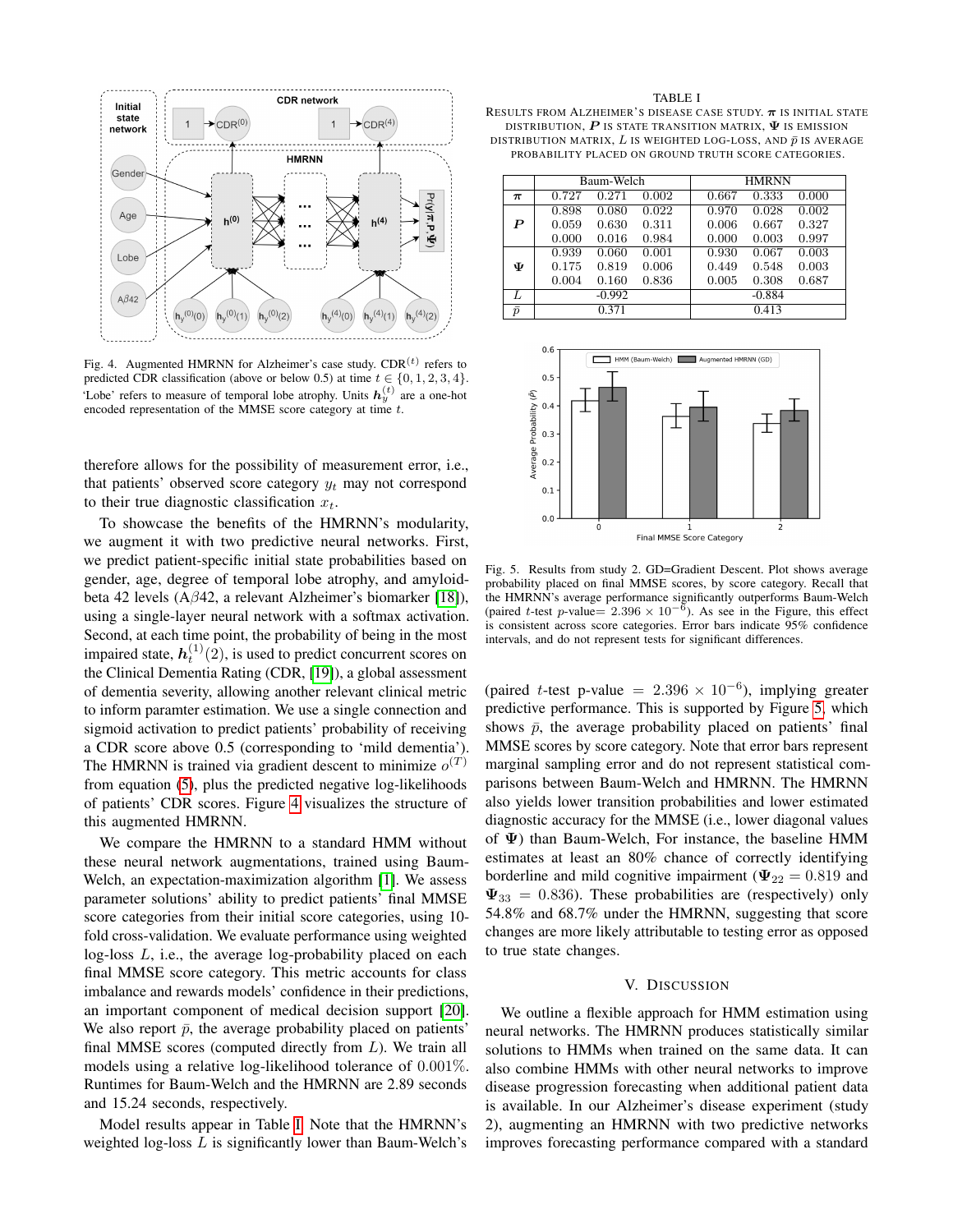Fig. 4. Augmented HMRNN for Alzheimer's case study. $\text{CDR}^{(t)}$ refers to predicted CDR classification (above or below 0.5) at time $t \in \{0, 1, 2, 3, 4\}$. 'Lobe' refers to measure of temporal lobe atrophy. Units $\boldsymbol{h}_y^{(t)}$ are a one-hot encoded representation of the MMSE score category at time $t$.

therefore allows for the possibility of measurement error, i.e., that patients' observed score category $y_t$ may not correspond to their true diagnostic classification $x_t$.

To showcase the benefits of the HMRNN's modularity, we augment it with two predictive neural networks. First, we predict patient-specific initial state probabilities based on gender, age, degree of temporal lobe atrophy, and amyloid-beta 42 levels (A$\beta$42, a relevant Alzheimer's biomarker [18]), using a single-layer neural network with a softmax activation. Second, at each time point, the probability of being in the most impaired state, $\boldsymbol{h}_t^{(1)}(2)$, is used to predict concurrent scores on the Clinical Dementia Rating (CDR, [19]), a global assessment of dementia severity, allowing another relevant clinical metric to inform paramter estimation. We use a single connection and sigmoid activation to predict patients' probability of receiving a CDR score above 0.5 (corresponding to 'mild dementia'). The HMRNN is trained via gradient descent to minimize $o^{(T)}$ from equation (5), plus the predicted negative log-likelihoods of patients' CDR scores. Figure 4 visualizes the structure of this augmented HMRNN.

We compare the HMRNN to a standard HMM without these neural network augmentations, trained using Baum-Welch, an expectation-maximization algorithm [1]. We assess parameter solutions' ability to predict patients' final MMSE score categories from their initial score categories, using 10-fold cross-validation. We evaluate performance using weighted log-loss $L$, i.e., the average log-probability placed on each final MMSE score category. This metric accounts for class imbalance and rewards models' confidence in their predictions, an important component of medical decision support [20]. We also report $\bar{p}$, the average probability placed on patients' final MMSE scores (computed directly from $L$). We train all models using a relative log-likelihood tolerance of 0.001%. Runtimes for Baum-Welch and the HMRNN are 2.89 seconds and 15.24 seconds, respectively.

Model results appear in Table I. Note that the HMRNN's weighted log-loss $L$ is significantly lower than Baum-Welch's

TABLE I
RESULTS FROM ALZHEIMER'S DISEASE CASE STUDY. $\boldsymbol{\pi}$ IS INITIAL STATE DISTRIBUTION, $\boldsymbol{P}$ IS STATE TRANSITION MATRIX, $\boldsymbol{\Psi}$ IS EMISSION DISTRIBUTION MATRIX, $L$ IS WEIGHTED LOG-LOSS, AND $\bar{p}$ IS AVERAGE PROBABILITY PLACED ON GROUND TRUTH SCORE CATEGORIES.

| | Baum-Welch | | | HMRNN | | |
|---|---|---|---|---|---|---|
| $\boldsymbol{\pi}$ | 0.727 | 0.271 | 0.002 | 0.667 | 0.333 | 0.000 |
| $\boldsymbol{P}$ | 0.898 | 0.080 | 0.022 | 0.970 | 0.028 | 0.002 |
| | 0.059 | 0.630 | 0.311 | 0.006 | 0.667 | 0.327 |
| | 0.000 | 0.016 | 0.984 | 0.000 | 0.003 | 0.997 |
| $\boldsymbol{\Psi}$ | 0.939 | 0.060 | 0.001 | 0.930 | 0.067 | 0.003 |
| | 0.175 | 0.819 | 0.006 | 0.449 | 0.548 | 0.003 |
| | 0.004 | 0.160 | 0.836 | 0.005 | 0.308 | 0.687 |
| $L$ | -0.992 | | | -0.884 | | |
| $\bar{p}$ | 0.371 | | | 0.413 | | |

Fig. 5. Results from study 2. GD=Gradient Descent. Plot shows average probability placed on final MMSE scores, by score category. Recall that the HMRNN's average performance significantly outperforms Baum-Welch (paired $t$-test $p$-value= $2.396 \times 10^{-6}$). As seen in the Figure, this effect is consistent across score categories. Error bars indicate 95% confidence intervals, and do not represent tests for significant differences.

(paired $t$-test p-value $= 2.396 \times 10^{-6}$), implying greater predictive performance. This is supported by Figure 5, which shows $\bar{p}$, the average probability placed on patients' final MMSE scores by score category. Note that error bars represent marginal sampling error and do not represent statistical comparisons between Baum-Welch and HMRNN. The HMRNN also yields lower transition probabilities and lower estimated diagnostic accuracy for the MMSE (i.e., lower diagonal values of $\boldsymbol{\Psi}$) than Baum-Welch, For instance, the baseline HMM estimates at least an 80% chance of correctly identifying borderline and mild cognitive impairment ($\boldsymbol{\Psi}_{22} = 0.819$ and $\boldsymbol{\Psi}_{33} = 0.836$). These probabilities are (respectively) only 54.8% and 68.7% under the HMRNN, suggesting that score changes are more likely attributable to testing error as opposed to true state changes.

## V. Discussion

We outline a flexible approach for HMM estimation using neural networks. The HMRNN produces statistically similar solutions to HMMs when trained on the same data. It can also combine HMMs with other neural networks to improve disease progression forecasting when additional patient data is available. In our Alzheimer's disease experiment (study 2), augmenting an HMRNN with two predictive networks improves forecasting performance compared with a standard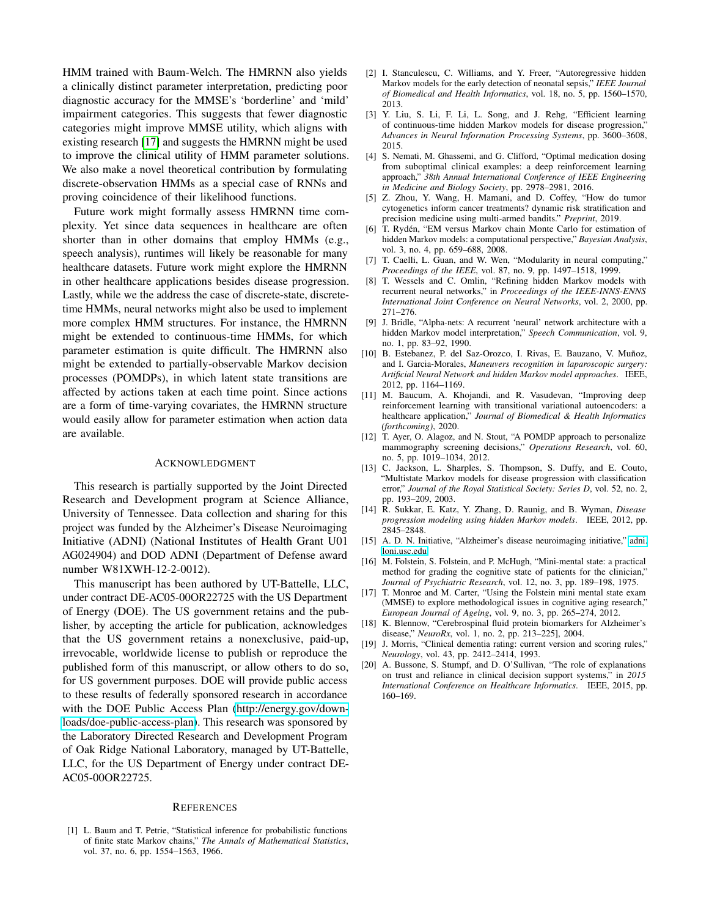HMM trained with Baum-Welch. The HMRNN also yields a clinically distinct parameter interpretation, predicting poor diagnostic accuracy for the MMSE's 'borderline' and 'mild' impairment categories. This suggests that fewer diagnostic categories might improve MMSE utility, which aligns with existing research [17] and suggests the HMRNN might be used to improve the clinical utility of HMM parameter solutions. We also make a novel theoretical contribution by formulating discrete-observation HMMs as a special case of RNNs and proving coincidence of their likelihood functions.

Future work might formally assess HMRNN time complexity. Yet since data sequences in healthcare are often shorter than in other domains that employ HMMs (e.g., speech analysis), runtimes will likely be reasonable for many healthcare datasets. Future work might explore the HMRNN in other healthcare applications besides disease progression. Lastly, while we the address the case of discrete-state, discrete-time HMMs, neural networks might also be used to implement more complex HMM structures. For instance, the HMRNN might be extended to continuous-time HMMs, for which parameter estimation is quite difficult. The HMRNN also might be extended to partially-observable Markov decision processes (POMDPs), in which latent state transitions are affected by actions taken at each time point. Since actions are a form of time-varying covariates, the HMRNN structure would easily allow for parameter estimation when action data are available.

## Acknowledgment

This research is partially supported by the Joint Directed Research and Development program at Science Alliance, University of Tennessee. Data collection and sharing for this project was funded by the Alzheimer's Disease Neuroimaging Initiative (ADNI) (National Institutes of Health Grant U01 AG024904) and DOD ADNI (Department of Defense award number W81XWH-12-2-0012).

This manuscript has been authored by UT-Battelle, LLC, under contract DE-AC05-00OR22725 with the US Department of Energy (DOE). The US government retains and the publisher, by accepting the article for publication, acknowledges that the US government retains a nonexclusive, paid-up, irrevocable, worldwide license to publish or reproduce the published form of this manuscript, or allow others to do so, for US government purposes. DOE will provide public access to these results of federally sponsored research in accordance with the DOE Public Access Plan (http://energy.gov/downloads/doe-public-access-plan). This research was sponsored by the Laboratory Directed Research and Development Program of Oak Ridge National Laboratory, managed by UT-Battelle, LLC, for the US Department of Energy under contract DE-AC05-00OR22725.

## References

[1] L. Baum and T. Petrie, "Statistical inference for probabilistic functions of finite state Markov chains," *The Annals of Mathematical Statistics*, vol. 37, no. 6, pp. 1554–1563, 1966.

[2] I. Stanculescu, C. Williams, and Y. Freer, "Autoregressive hidden Markov models for the early detection of neonatal sepsis," *IEEE Journal of Biomedical and Health Informatics*, vol. 18, no. 5, pp. 1560–1570, 2013.

[3] Y. Liu, S. Li, F. Li, L. Song, and J. Rehg, "Efficient learning of continuous-time hidden Markov models for disease progression," *Advances in Neural Information Processing Systems*, pp. 3600–3608, 2015.

[4] S. Nemati, M. Ghassemi, and G. Clifford, "Optimal medication dosing from suboptimal clinical examples: a deep reinforcement learning approach," *38th Annual International Conference of IEEE Engineering in Medicine and Biology Society*, pp. 2978–2981, 2016.

[5] Z. Zhou, Y. Wang, H. Mamani, and D. Coffey, "How do tumor cytogenetics inform cancer treatments? dynamic risk stratification and precision medicine using multi-armed bandits." *Preprint*, 2019.

[6] T. Rydén, "EM versus Markov chain Monte Carlo for estimation of hidden Markov models: a computational perspective," *Bayesian Analysis*, vol. 3, no. 4, pp. 659–688, 2008.

[7] T. Caelli, L. Guan, and W. Wen, "Modularity in neural computing," *Proceedings of the IEEE*, vol. 87, no. 9, pp. 1497–1518, 1999.

[8] T. Wessels and C. Omlin, "Refining hidden Markov models with recurrent neural networks," in *Proceedings of the IEEE-INNS-ENNS International Joint Conference on Neural Networks*, vol. 2, 2000, pp. 271–276.

[9] J. Bridle, "Alpha-nets: A recurrent 'neural' network architecture with a hidden Markov model interpretation," *Speech Communication*, vol. 9, no. 1, pp. 83–92, 1990.

[10] B. Estebanez, P. del Saz-Orozco, I. Rivas, E. Bauzano, V. Muñoz, and I. Garcia-Morales, *Maneuvers recognition in laparoscopic surgery: Artificial Neural Network and hidden Markov model approaches*. IEEE, 2012, pp. 1164–1169.

[11] M. Baucum, A. Khojandi, and R. Vasudevan, "Improving deep reinforcement learning with transitional variational autoencoders: a healthcare application," *Journal of Biomedical & Health Informatics (forthcoming)*, 2020.

[12] T. Ayer, O. Alagoz, and N. Stout, "A POMDP approach to personalize mammography screening decisions," *Operations Research*, vol. 60, no. 5, pp. 1019–1034, 2012.

[13] C. Jackson, L. Sharples, S. Thompson, S. Duffy, and E. Couto, "Multistate Markov models for disease progression with classification error," *Journal of the Royal Statistical Society: Series D*, vol. 52, no. 2, pp. 193–209, 2003.

[14] R. Sukkar, E. Katz, Y. Zhang, D. Raunig, and B. Wyman, *Disease progression modeling using hidden Markov models*. IEEE, 2012, pp. 2845–2848.

[15] A. D. N. Initiative, "Alzheimer's disease neuroimaging initiative," adni.loni.usc.edu.

[16] M. Folstein, S. Folstein, and P. McHugh, "Mini-mental state: a practical method for grading the cognitive state of patients for the clinician," *Journal of Psychiatric Research*, vol. 12, no. 3, pp. 189–198, 1975.

[17] T. Monroe and M. Carter, "Using the Folstein mini mental state exam (MMSE) to explore methodological issues in cognitive aging research," *European Journal of Ageing*, vol. 9, no. 3, pp. 265–274, 2012.

[18] K. Blennow, "Cerebrospinal fluid protein biomarkers for Alzheimer's disease," *NeuroRx*, vol. 1, no. 2, pp. 213–225], 2004.

[19] J. Morris, "Clinical dementia rating: current version and scoring rules," *Neurology*, vol. 43, pp. 2412–2414, 1993.

[20] A. Bussone, S. Stumpf, and D. O'Sullivan, "The role of explanations on trust and reliance in clinical decision support systems," in *2015 International Conference on Healthcare Informatics*. IEEE, 2015, pp. 160–169.